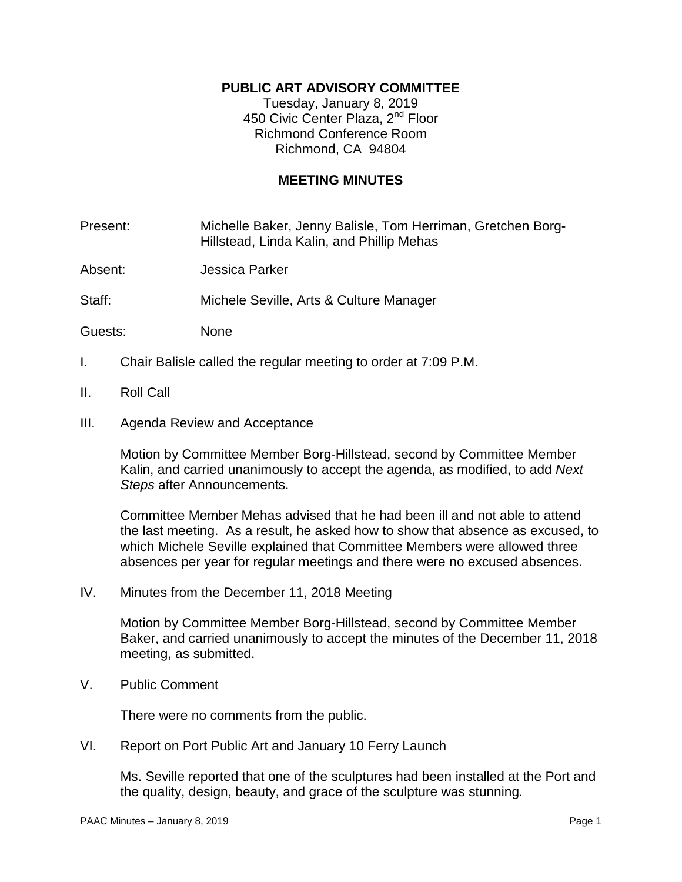**PUBLIC ART ADVISORY COMMITTEE**

Tuesday, January 8, 2019
450 Civic Center Plaza, 2nd Floor
Richmond Conference Room
Richmond, CA 94804

**MEETING MINUTES**

Present: Michelle Baker, Jenny Balisle, Tom Herriman, Gretchen Borg-Hillstead, Linda Kalin, and Phillip Mehas

Absent: Jessica Parker

Staff: Michele Seville, Arts & Culture Manager

Guests: None

I. Chair Balisle called the regular meeting to order at 7:09 P.M.

II. Roll Call

III. Agenda Review and Acceptance

Motion by Committee Member Borg-Hillstead, second by Committee Member Kalin, and carried unanimously to accept the agenda, as modified, to add *Next Steps* after Announcements.

Committee Member Mehas advised that he had been ill and not able to attend the last meeting. As a result, he asked how to show that absence as excused, to which Michele Seville explained that Committee Members were allowed three absences per year for regular meetings and there were no excused absences.

IV. Minutes from the December 11, 2018 Meeting

Motion by Committee Member Borg-Hillstead, second by Committee Member Baker, and carried unanimously to accept the minutes of the December 11, 2018 meeting, as submitted.

V. Public Comment

There were no comments from the public.

VI. Report on Port Public Art and January 10 Ferry Launch

Ms. Seville reported that one of the sculptures had been installed at the Port and the quality, design, beauty, and grace of the sculpture was stunning.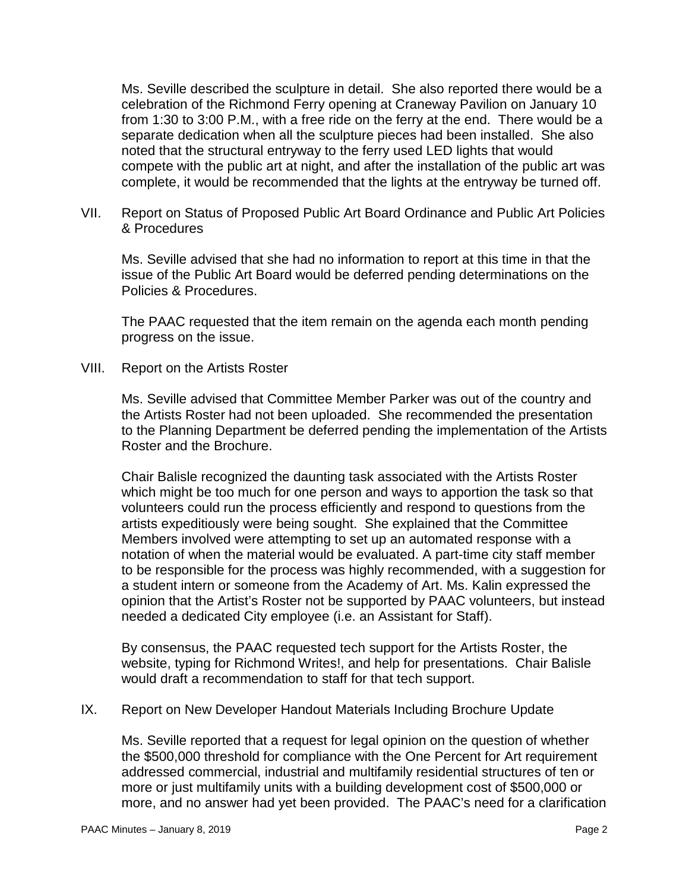Ms. Seville described the sculpture in detail. She also reported there would be a celebration of the Richmond Ferry opening at Craneway Pavilion on January 10 from 1:30 to 3:00 P.M., with a free ride on the ferry at the end. There would be a separate dedication when all the sculpture pieces had been installed. She also noted that the structural entryway to the ferry used LED lights that would compete with the public art at night, and after the installation of the public art was complete, it would be recommended that the lights at the entryway be turned off.

VII. Report on Status of Proposed Public Art Board Ordinance and Public Art Policies & Procedures

Ms. Seville advised that she had no information to report at this time in that the issue of the Public Art Board would be deferred pending determinations on the Policies & Procedures.

The PAAC requested that the item remain on the agenda each month pending progress on the issue.

VIII. Report on the Artists Roster

Ms. Seville advised that Committee Member Parker was out of the country and the Artists Roster had not been uploaded. She recommended the presentation to the Planning Department be deferred pending the implementation of the Artists Roster and the Brochure.

Chair Balisle recognized the daunting task associated with the Artists Roster which might be too much for one person and ways to apportion the task so that volunteers could run the process efficiently and respond to questions from the artists expeditiously were being sought. She explained that the Committee Members involved were attempting to set up an automated response with a notation of when the material would be evaluated. A part-time city staff member to be responsible for the process was highly recommended, with a suggestion for a student intern or someone from the Academy of Art. Ms. Kalin expressed the opinion that the Artist's Roster not be supported by PAAC volunteers, but instead needed a dedicated City employee (i.e. an Assistant for Staff).

By consensus, the PAAC requested tech support for the Artists Roster, the website, typing for Richmond Writes!, and help for presentations. Chair Balisle would draft a recommendation to staff for that tech support.

IX. Report on New Developer Handout Materials Including Brochure Update

Ms. Seville reported that a request for legal opinion on the question of whether the $500,000 threshold for compliance with the One Percent for Art requirement addressed commercial, industrial and multifamily residential structures of ten or more or just multifamily units with a building development cost of $500,000 or more, and no answer had yet been provided. The PAAC's need for a clarification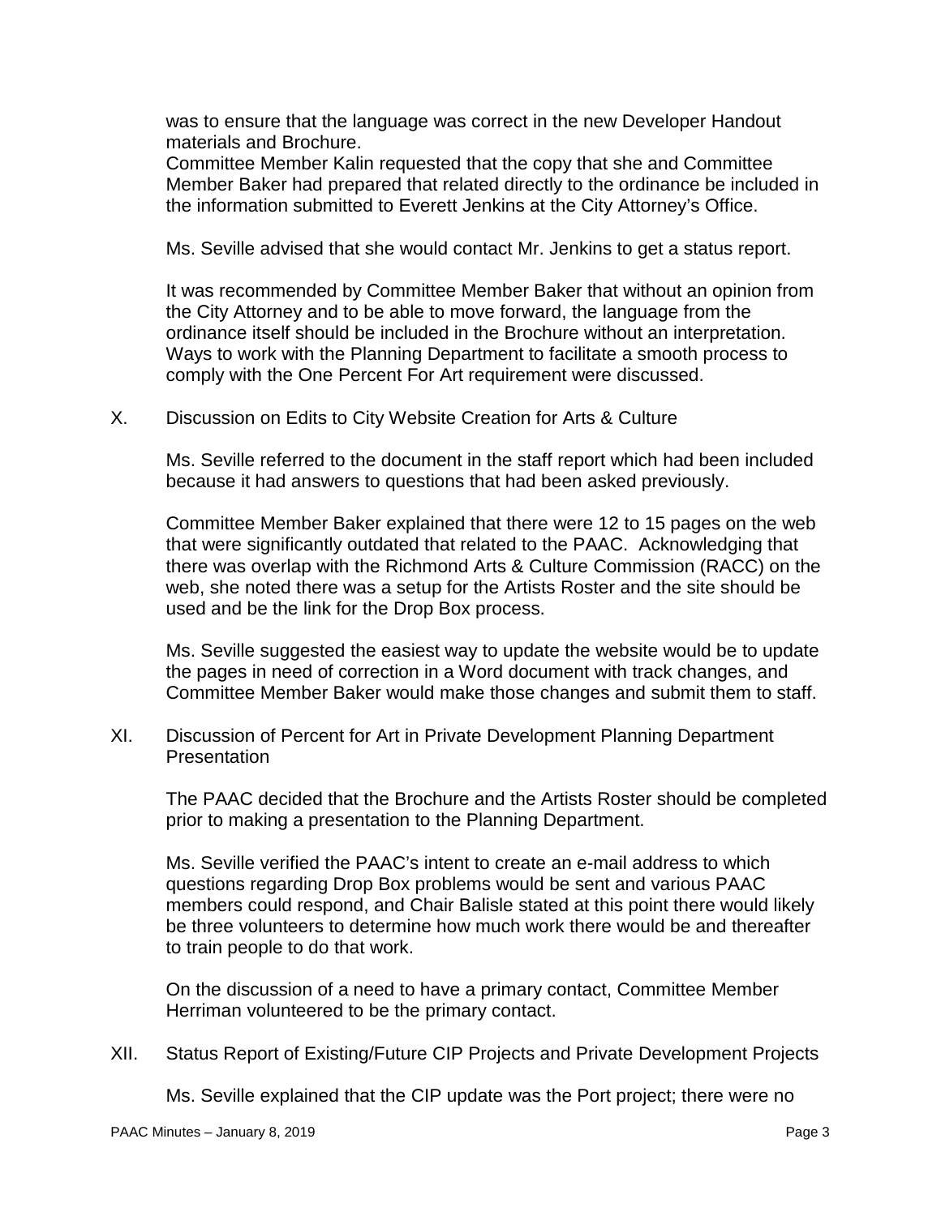was to ensure that the language was correct in the new Developer Handout materials and Brochure.
Committee Member Kalin requested that the copy that she and Committee Member Baker had prepared that related directly to the ordinance be included in the information submitted to Everett Jenkins at the City Attorney's Office.

Ms. Seville advised that she would contact Mr. Jenkins to get a status report.

It was recommended by Committee Member Baker that without an opinion from the City Attorney and to be able to move forward, the language from the ordinance itself should be included in the Brochure without an interpretation. Ways to work with the Planning Department to facilitate a smooth process to comply with the One Percent For Art requirement were discussed.

X. Discussion on Edits to City Website Creation for Arts & Culture

Ms. Seville referred to the document in the staff report which had been included because it had answers to questions that had been asked previously.

Committee Member Baker explained that there were 12 to 15 pages on the web that were significantly outdated that related to the PAAC. Acknowledging that there was overlap with the Richmond Arts & Culture Commission (RACC) on the web, she noted there was a setup for the Artists Roster and the site should be used and be the link for the Drop Box process.

Ms. Seville suggested the easiest way to update the website would be to update the pages in need of correction in a Word document with track changes, and Committee Member Baker would make those changes and submit them to staff.

XI. Discussion of Percent for Art in Private Development Planning Department Presentation

The PAAC decided that the Brochure and the Artists Roster should be completed prior to making a presentation to the Planning Department.

Ms. Seville verified the PAAC's intent to create an e-mail address to which questions regarding Drop Box problems would be sent and various PAAC members could respond, and Chair Balisle stated at this point there would likely be three volunteers to determine how much work there would be and thereafter to train people to do that work.

On the discussion of a need to have a primary contact, Committee Member Herriman volunteered to be the primary contact.

XII. Status Report of Existing/Future CIP Projects and Private Development Projects

Ms. Seville explained that the CIP update was the Port project; there were no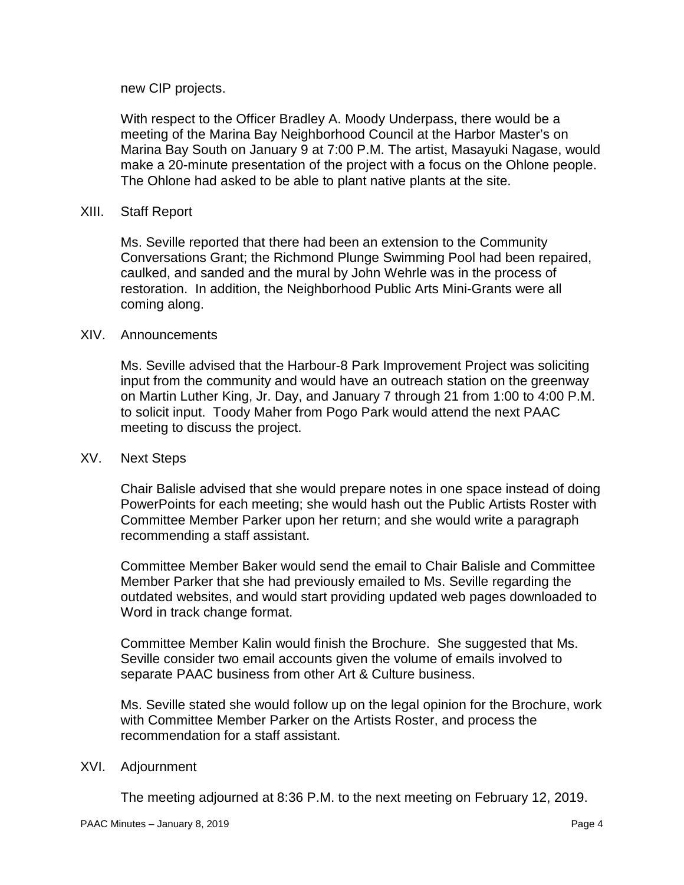new CIP projects.

With respect to the Officer Bradley A. Moody Underpass, there would be a meeting of the Marina Bay Neighborhood Council at the Harbor Master's on Marina Bay South on January 9 at 7:00 P.M. The artist, Masayuki Nagase, would make a 20-minute presentation of the project with a focus on the Ohlone people. The Ohlone had asked to be able to plant native plants at the site.

XIII. Staff Report

Ms. Seville reported that there had been an extension to the Community Conversations Grant; the Richmond Plunge Swimming Pool had been repaired, caulked, and sanded and the mural by John Wehrle was in the process of restoration. In addition, the Neighborhood Public Arts Mini-Grants were all coming along.

XIV. Announcements

Ms. Seville advised that the Harbour-8 Park Improvement Project was soliciting input from the community and would have an outreach station on the greenway on Martin Luther King, Jr. Day, and January 7 through 21 from 1:00 to 4:00 P.M. to solicit input. Toody Maher from Pogo Park would attend the next PAAC meeting to discuss the project.

XV. Next Steps

Chair Balisle advised that she would prepare notes in one space instead of doing PowerPoints for each meeting; she would hash out the Public Artists Roster with Committee Member Parker upon her return; and she would write a paragraph recommending a staff assistant.

Committee Member Baker would send the email to Chair Balisle and Committee Member Parker that she had previously emailed to Ms. Seville regarding the outdated websites, and would start providing updated web pages downloaded to Word in track change format.

Committee Member Kalin would finish the Brochure. She suggested that Ms. Seville consider two email accounts given the volume of emails involved to separate PAAC business from other Art & Culture business.

Ms. Seville stated she would follow up on the legal opinion for the Brochure, work with Committee Member Parker on the Artists Roster, and process the recommendation for a staff assistant.

XVI. Adjournment

The meeting adjourned at 8:36 P.M. to the next meeting on February 12, 2019.